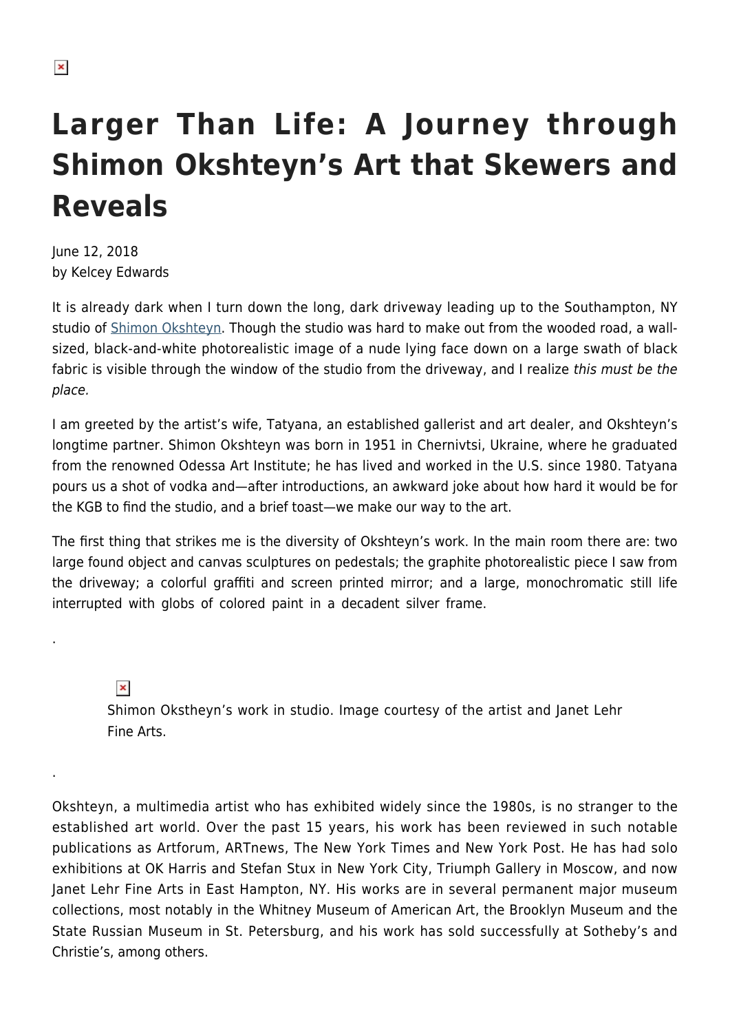# Larger Than Life: A Journey through Shimon Okshteyn's Art that Skewers and Reveals

June 12, 2018
by Kelcey Edwards

It is already dark when I turn down the long, dark driveway leading up to the Southampton, NY studio of Shimon Okshteyn. Though the studio was hard to make out from the wooded road, a wall-sized, black-and-white photorealistic image of a nude lying face down on a large swath of black fabric is visible through the window of the studio from the driveway, and I realize *this must be the place.*

I am greeted by the artist's wife, Tatyana, an established gallerist and art dealer, and Okshteyn's longtime partner. Shimon Okshteyn was born in 1951 in Chernivtsi, Ukraine, where he graduated from the renowned Odessa Art Institute; he has lived and worked in the U.S. since 1980. Tatyana pours us a shot of vodka and—after introductions, an awkward joke about how hard it would be for the KGB to find the studio, and a brief toast—we make our way to the art.

The first thing that strikes me is the diversity of Okshteyn's work. In the main room there are: two large found object and canvas sculptures on pedestals; the graphite photorealistic piece I saw from the driveway; a colorful graffiti and screen printed mirror; and a large, monochromatic still life interrupted with globs of colored paint in a decadent silver frame.

Shimon Okstheyn's work in studio. Image courtesy of the artist and Janet Lehr Fine Arts.

Okshteyn, a multimedia artist who has exhibited widely since the 1980s, is no stranger to the established art world. Over the past 15 years, his work has been reviewed in such notable publications as Artforum, ARTnews, The New York Times and New York Post. He has had solo exhibitions at OK Harris and Stefan Stux in New York City, Triumph Gallery in Moscow, and now Janet Lehr Fine Arts in East Hampton, NY. His works are in several permanent major museum collections, most notably in the Whitney Museum of American Art, the Brooklyn Museum and the State Russian Museum in St. Petersburg, and his work has sold successfully at Sotheby's and Christie's, among others.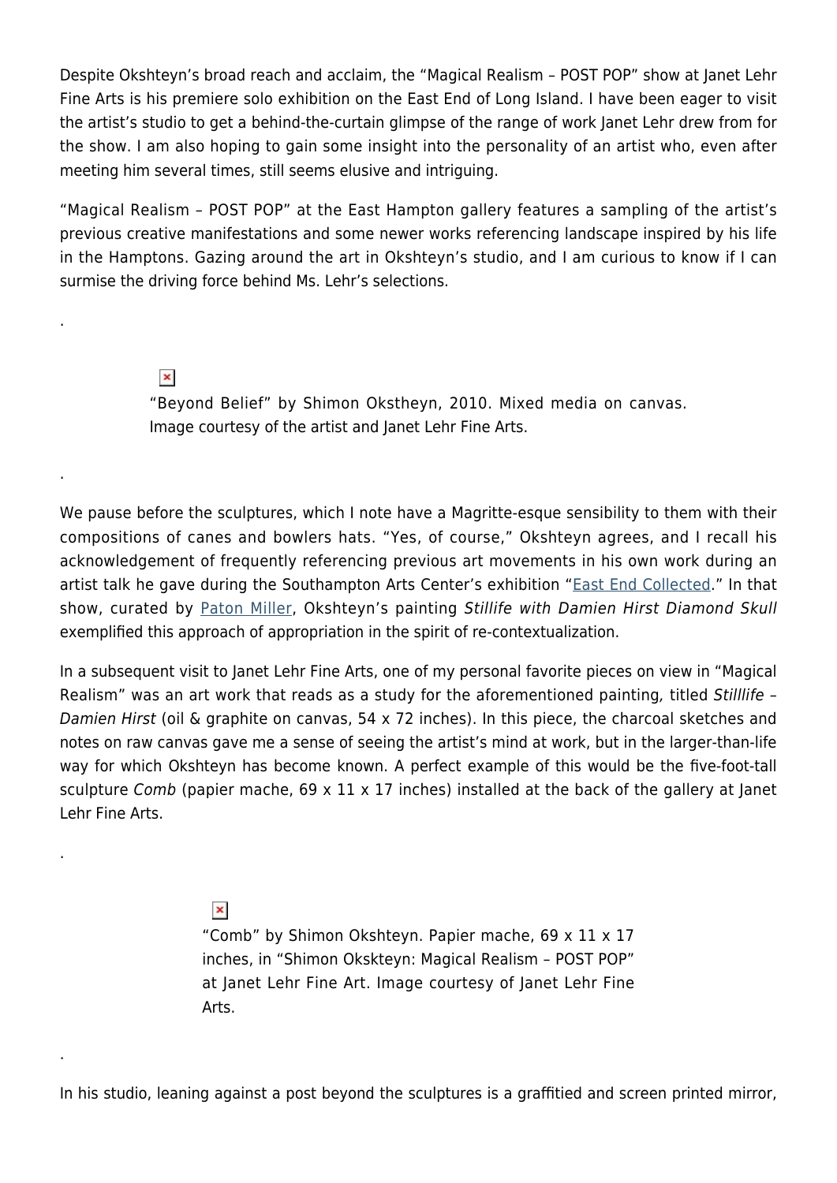Despite Okshteyn's broad reach and acclaim, the "Magical Realism – POST POP" show at Janet Lehr Fine Arts is his premiere solo exhibition on the East End of Long Island. I have been eager to visit the artist's studio to get a behind-the-curtain glimpse of the range of work Janet Lehr drew from for the show. I am also hoping to gain some insight into the personality of an artist who, even after meeting him several times, still seems elusive and intriguing.

"Magical Realism – POST POP" at the East Hampton gallery features a sampling of the artist's previous creative manifestations and some newer works referencing landscape inspired by his life in the Hamptons. Gazing around the art in Okshteyn's studio, and I am curious to know if I can surmise the driving force behind Ms. Lehr's selections.

.

"Beyond Belief" by Shimon Okstheyn, 2010. Mixed media on canvas. Image courtesy of the artist and Janet Lehr Fine Arts.

.

We pause before the sculptures, which I note have a Magritte-esque sensibility to them with their compositions of canes and bowlers hats. "Yes, of course," Okshteyn agrees, and I recall his acknowledgement of frequently referencing previous art movements in his own work during an artist talk he gave during the Southampton Arts Center's exhibition "East End Collected." In that show, curated by Paton Miller, Okshteyn's painting *Stillife with Damien Hirst Diamond Skull* exemplified this approach of appropriation in the spirit of re-contextualization.

In a subsequent visit to Janet Lehr Fine Arts, one of my personal favorite pieces on view in "Magical Realism" was an art work that reads as a study for the aforementioned painting, titled *Stilllife – Damien Hirst* (oil & graphite on canvas, 54 x 72 inches). In this piece, the charcoal sketches and notes on raw canvas gave me a sense of seeing the artist's mind at work, but in the larger-than-life way for which Okshteyn has become known. A perfect example of this would be the five-foot-tall sculpture *Comb* (papier mache, 69 x 11 x 17 inches) installed at the back of the gallery at Janet Lehr Fine Arts.

.

"Comb" by Shimon Okshteyn. Papier mache, 69 x 11 x 17 inches, in "Shimon Okskteyn: Magical Realism – POST POP" at Janet Lehr Fine Art. Image courtesy of Janet Lehr Fine Arts.

.

In his studio, leaning against a post beyond the sculptures is a graffitied and screen printed mirror,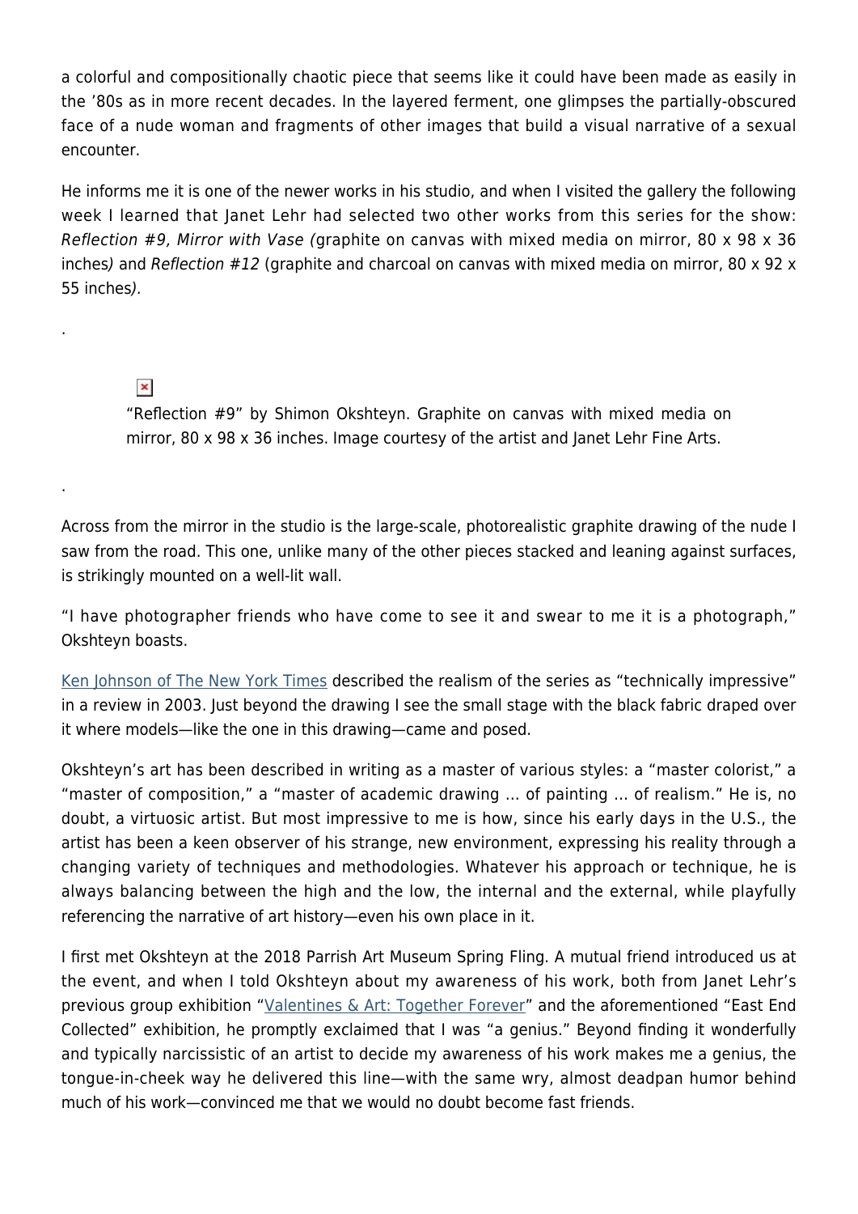a colorful and compositionally chaotic piece that seems like it could have been made as easily in the '80s as in more recent decades. In the layered ferment, one glimpses the partially-obscured face of a nude woman and fragments of other images that build a visual narrative of a sexual encounter.

He informs me it is one of the newer works in his studio, and when I visited the gallery the following week I learned that Janet Lehr had selected two other works from this series for the show: *Reflection #9, Mirror with Vase (*graphite on canvas with mixed media on mirror, 80 x 98 x 36 inches*)* and *Reflection #12* (graphite and charcoal on canvas with mixed media on mirror, 80 x 92 x 55 inches*).*

.

"Reflection #9" by Shimon Okshteyn. Graphite on canvas with mixed media on mirror, 80 x 98 x 36 inches. Image courtesy of the artist and Janet Lehr Fine Arts.

.

Across from the mirror in the studio is the large-scale, photorealistic graphite drawing of the nude I saw from the road. This one, unlike many of the other pieces stacked and leaning against surfaces, is strikingly mounted on a well-lit wall.

"I have photographer friends who have come to see it and swear to me it is a photograph," Okshteyn boasts.

Ken Johnson of The New York Times described the realism of the series as "technically impressive" in a review in 2003. Just beyond the drawing I see the small stage with the black fabric draped over it where models—like the one in this drawing—came and posed.

Okshteyn's art has been described in writing as a master of various styles: a "master colorist," a "master of composition," a "master of academic drawing … of painting … of realism." He is, no doubt, a virtuosic artist. But most impressive to me is how, since his early days in the U.S., the artist has been a keen observer of his strange, new environment, expressing his reality through a changing variety of techniques and methodologies. Whatever his approach or technique, he is always balancing between the high and the low, the internal and the external, while playfully referencing the narrative of art history—even his own place in it.

I first met Okshteyn at the 2018 Parrish Art Museum Spring Fling. A mutual friend introduced us at the event, and when I told Okshteyn about my awareness of his work, both from Janet Lehr's previous group exhibition "Valentines & Art: Together Forever" and the aforementioned "East End Collected" exhibition, he promptly exclaimed that I was "a genius." Beyond finding it wonderfully and typically narcissistic of an artist to decide my awareness of his work makes me a genius, the tongue-in-cheek way he delivered this line—with the same wry, almost deadpan humor behind much of his work—convinced me that we would no doubt become fast friends.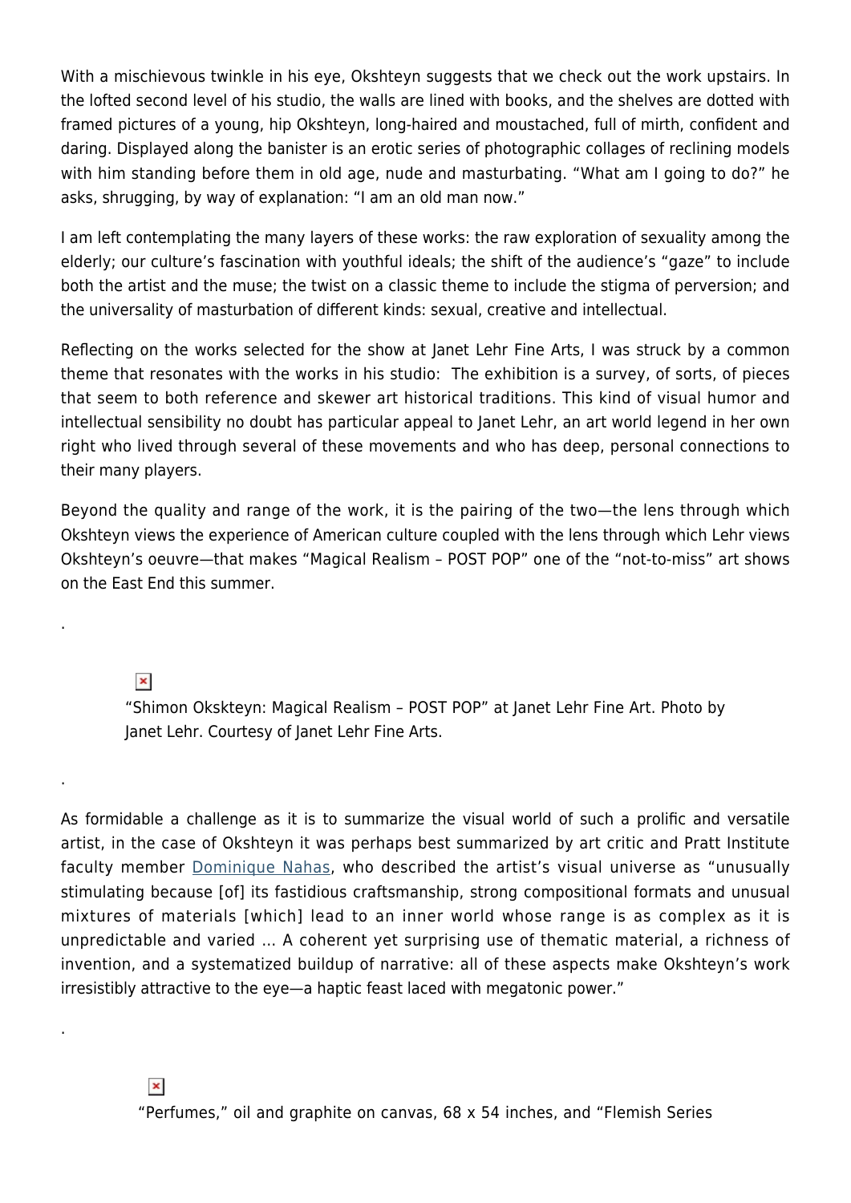With a mischievous twinkle in his eye, Okshteyn suggests that we check out the work upstairs. In the lofted second level of his studio, the walls are lined with books, and the shelves are dotted with framed pictures of a young, hip Okshteyn, long-haired and moustached, full of mirth, confident and daring. Displayed along the banister is an erotic series of photographic collages of reclining models with him standing before them in old age, nude and masturbating. "What am I going to do?" he asks, shrugging, by way of explanation: "I am an old man now."

I am left contemplating the many layers of these works: the raw exploration of sexuality among the elderly; our culture's fascination with youthful ideals; the shift of the audience's "gaze" to include both the artist and the muse; the twist on a classic theme to include the stigma of perversion; and the universality of masturbation of different kinds: sexual, creative and intellectual.

Reflecting on the works selected for the show at Janet Lehr Fine Arts, I was struck by a common theme that resonates with the works in his studio: The exhibition is a survey, of sorts, of pieces that seem to both reference and skewer art historical traditions. This kind of visual humor and intellectual sensibility no doubt has particular appeal to Janet Lehr, an art world legend in her own right who lived through several of these movements and who has deep, personal connections to their many players.

Beyond the quality and range of the work, it is the pairing of the two—the lens through which Okshteyn views the experience of American culture coupled with the lens through which Lehr views Okshteyn's oeuvre—that makes "Magical Realism – POST POP" one of the "not-to-miss" art shows on the East End this summer.

.

"Shimon Okskteyn: Magical Realism – POST POP" at Janet Lehr Fine Art. Photo by Janet Lehr. Courtesy of Janet Lehr Fine Arts.

.

As formidable a challenge as it is to summarize the visual world of such a prolific and versatile artist, in the case of Okshteyn it was perhaps best summarized by art critic and Pratt Institute faculty member Dominique Nahas, who described the artist's visual universe as "unusually stimulating because [of] its fastidious craftsmanship, strong compositional formats and unusual mixtures of materials [which] lead to an inner world whose range is as complex as it is unpredictable and varied … A coherent yet surprising use of thematic material, a richness of invention, and a systematized buildup of narrative: all of these aspects make Okshteyn's work irresistibly attractive to the eye—a haptic feast laced with megatonic power."

.

"Perfumes," oil and graphite on canvas, 68 x 54 inches, and "Flemish Series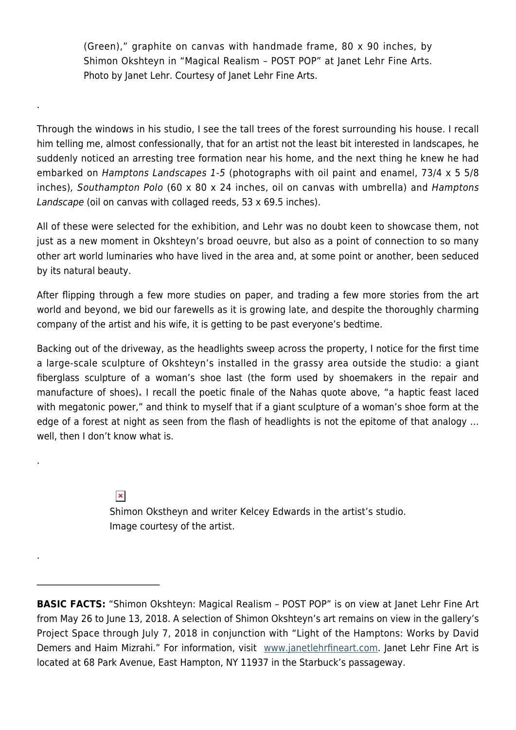(Green)," graphite on canvas with handmade frame, 80 x 90 inches, by Shimon Okshteyn in "Magical Realism – POST POP" at Janet Lehr Fine Arts. Photo by Janet Lehr. Courtesy of Janet Lehr Fine Arts.

.

Through the windows in his studio, I see the tall trees of the forest surrounding his house. I recall him telling me, almost confessionally, that for an artist not the least bit interested in landscapes, he suddenly noticed an arresting tree formation near his home, and the next thing he knew he had embarked on *Hamptons Landscapes 1-5* (photographs with oil paint and enamel, 73/4 x 5 5/8 inches), *Southampton Polo* (60 x 80 x 24 inches, oil on canvas with umbrella) and *Hamptons Landscape* (oil on canvas with collaged reeds, 53 x 69.5 inches).

All of these were selected for the exhibition, and Lehr was no doubt keen to showcase them, not just as a new moment in Okshteyn's broad oeuvre, but also as a point of connection to so many other art world luminaries who have lived in the area and, at some point or another, been seduced by its natural beauty.

After flipping through a few more studies on paper, and trading a few more stories from the art world and beyond, we bid our farewells as it is growing late, and despite the thoroughly charming company of the artist and his wife, it is getting to be past everyone's bedtime.

Backing out of the driveway, as the headlights sweep across the property, I notice for the first time a large-scale sculpture of Okshteyn's installed in the grassy area outside the studio: a giant fiberglass sculpture of a woman's shoe last (the form used by shoemakers in the repair and manufacture of shoes). I recall the poetic finale of the Nahas quote above, "a haptic feast laced with megatonic power," and think to myself that if a giant sculpture of a woman's shoe form at the edge of a forest at night as seen from the flash of headlights is not the epitome of that analogy … well, then I don't know what is.

.

Shimon Okstheyn and writer Kelcey Edwards in the artist's studio. Image courtesy of the artist.

.

---

**BASIC FACTS:** "Shimon Okshteyn: Magical Realism – POST POP" is on view at Janet Lehr Fine Art from May 26 to June 13, 2018. A selection of Shimon Okshteyn's art remains on view in the gallery's Project Space through July 7, 2018 in conjunction with "Light of the Hamptons: Works by David Demers and Haim Mizrahi." For information, visit www.janetlehrfineart.com. Janet Lehr Fine Art is located at 68 Park Avenue, East Hampton, NY 11937 in the Starbuck's passageway.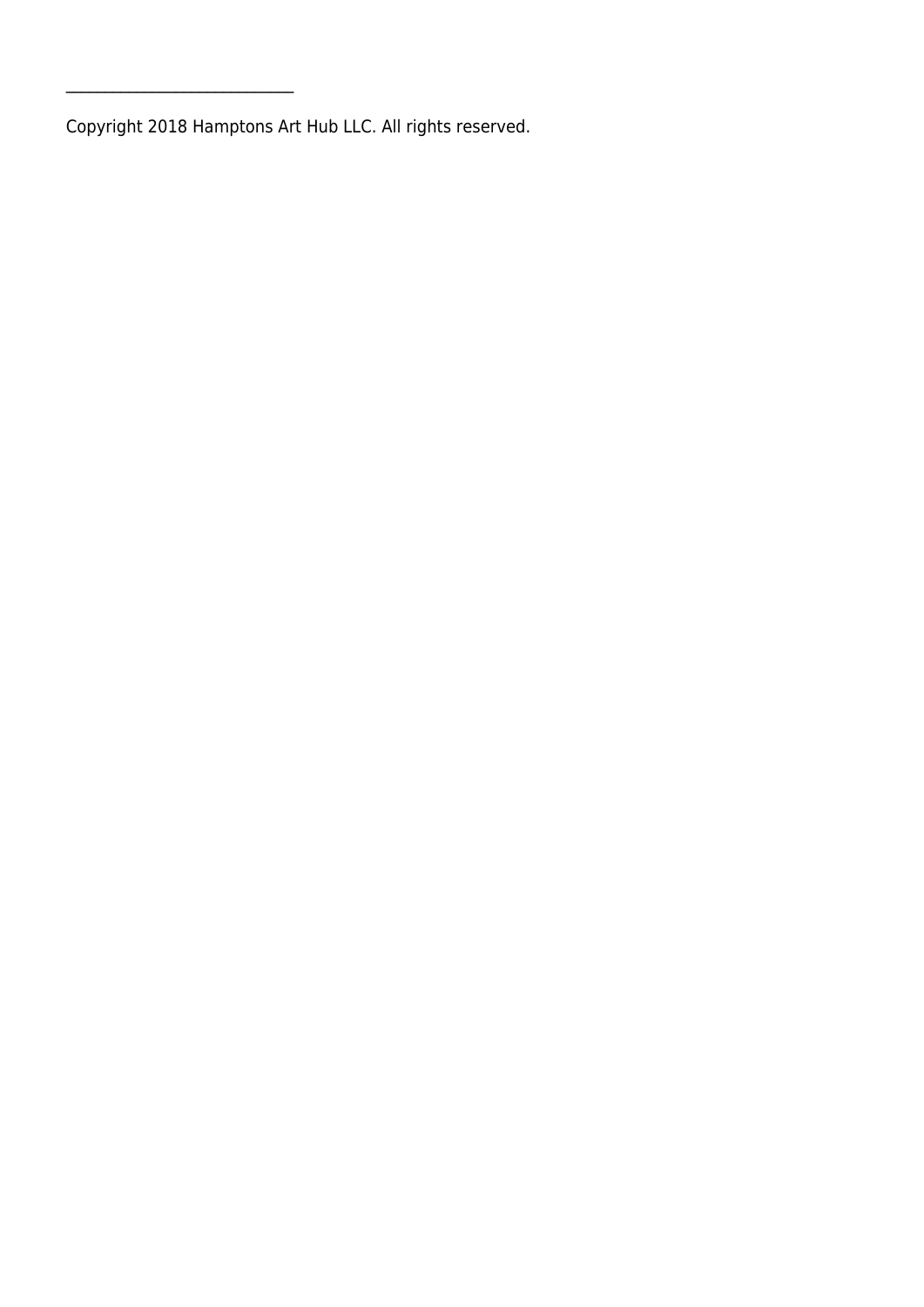\_\_\_\_\_\_\_\_\_\_\_\_\_\_\_\_\_\_\_\_\_\_\_\_\_\_\_

Copyright 2018 Hamptons Art Hub LLC. All rights reserved.

___________________________

Copyright 2018 Hamptons Art Hub LLC. All rights reserved.